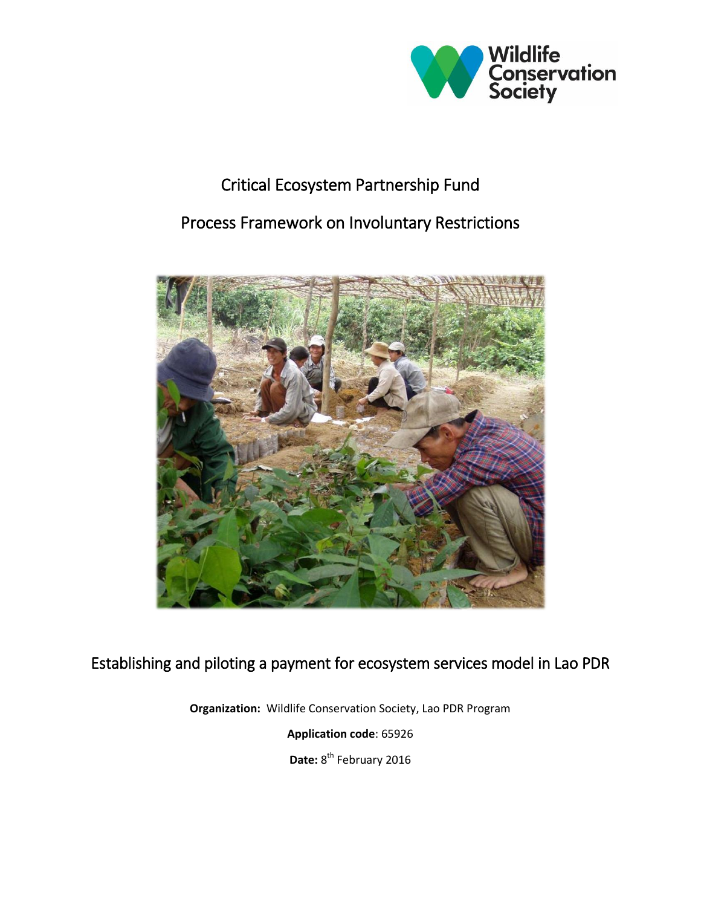Wildlife Conservation Society

# Critical Ecosystem Partnership Fund

# Process Framework on Involuntary Restrictions

## Establishing and piloting a payment for ecosystem services model in Lao PDR

**Organization:** Wildlife Conservation Society, Lao PDR Program

**Application code**: 65926

**Date:** 8th February 2016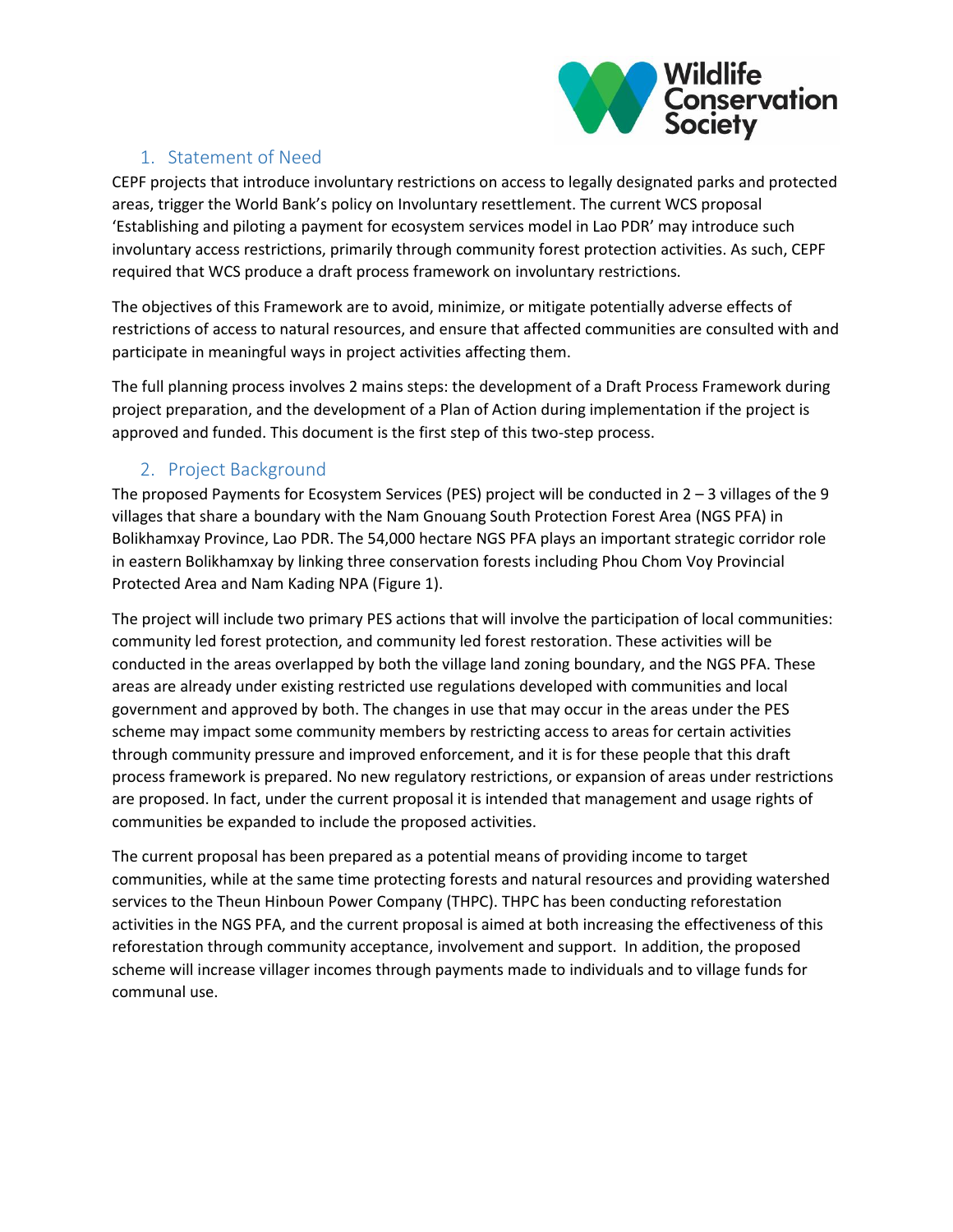## 1. Statement of Need

CEPF projects that introduce involuntary restrictions on access to legally designated parks and protected areas, trigger the World Bank's policy on Involuntary resettlement. The current WCS proposal 'Establishing and piloting a payment for ecosystem services model in Lao PDR' may introduce such involuntary access restrictions, primarily through community forest protection activities. As such, CEPF required that WCS produce a draft process framework on involuntary restrictions.

The objectives of this Framework are to avoid, minimize, or mitigate potentially adverse effects of restrictions of access to natural resources, and ensure that affected communities are consulted with and participate in meaningful ways in project activities affecting them.

The full planning process involves 2 mains steps: the development of a Draft Process Framework during project preparation, and the development of a Plan of Action during implementation if the project is approved and funded. This document is the first step of this two-step process.

## 2. Project Background

The proposed Payments for Ecosystem Services (PES) project will be conducted in 2 – 3 villages of the 9 villages that share a boundary with the Nam Gnouang South Protection Forest Area (NGS PFA) in Bolikhamxay Province, Lao PDR. The 54,000 hectare NGS PFA plays an important strategic corridor role in eastern Bolikhamxay by linking three conservation forests including Phou Chom Voy Provincial Protected Area and Nam Kading NPA (Figure 1).

The project will include two primary PES actions that will involve the participation of local communities: community led forest protection, and community led forest restoration. These activities will be conducted in the areas overlapped by both the village land zoning boundary, and the NGS PFA. These areas are already under existing restricted use regulations developed with communities and local government and approved by both. The changes in use that may occur in the areas under the PES scheme may impact some community members by restricting access to areas for certain activities through community pressure and improved enforcement, and it is for these people that this draft process framework is prepared. No new regulatory restrictions, or expansion of areas under restrictions are proposed. In fact, under the current proposal it is intended that management and usage rights of communities be expanded to include the proposed activities.

The current proposal has been prepared as a potential means of providing income to target communities, while at the same time protecting forests and natural resources and providing watershed services to the Theun Hinboun Power Company (THPC). THPC has been conducting reforestation activities in the NGS PFA, and the current proposal is aimed at both increasing the effectiveness of this reforestation through community acceptance, involvement and support. In addition, the proposed scheme will increase villager incomes through payments made to individuals and to village funds for communal use.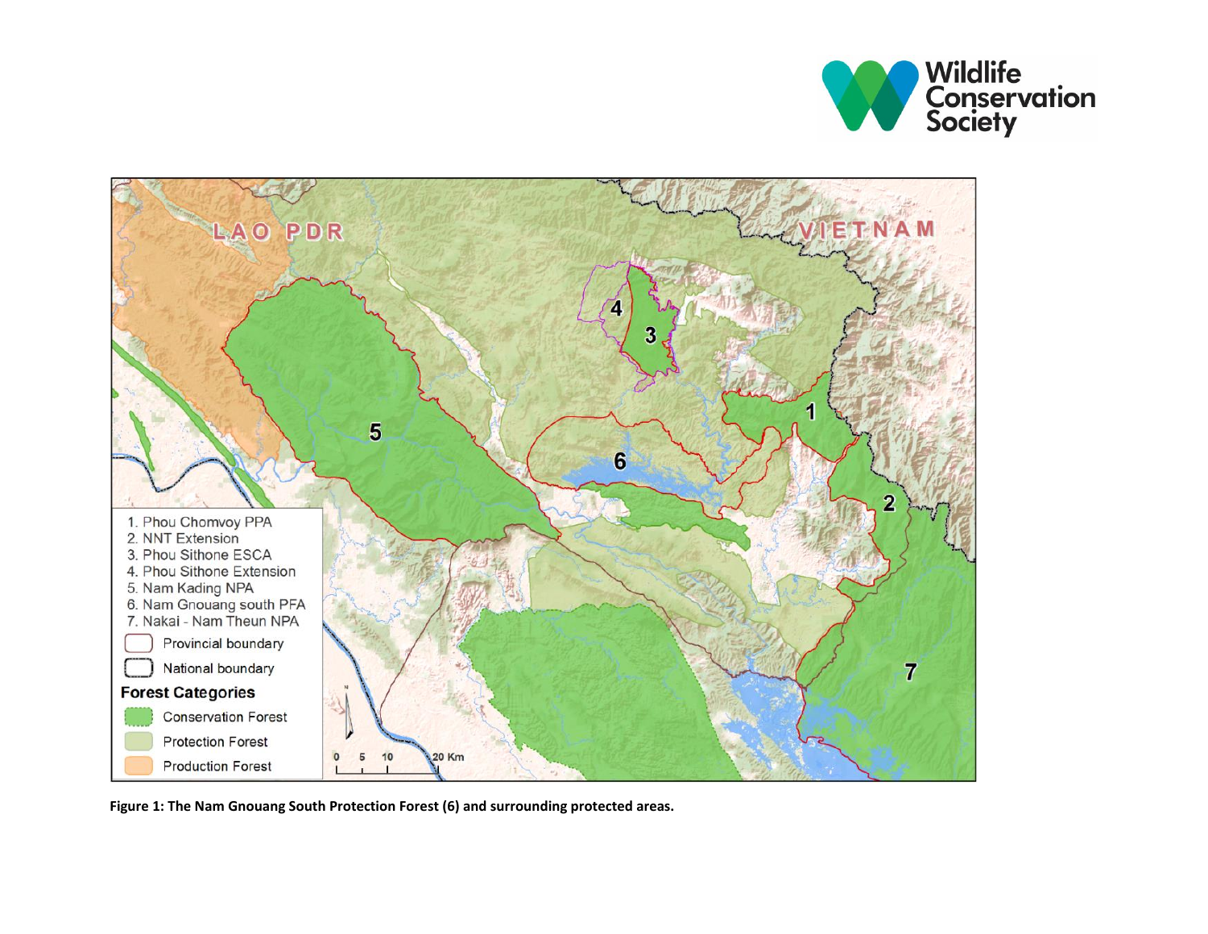**Figure 1: The Nam Gnouang South Protection Forest (6) and surrounding protected areas.**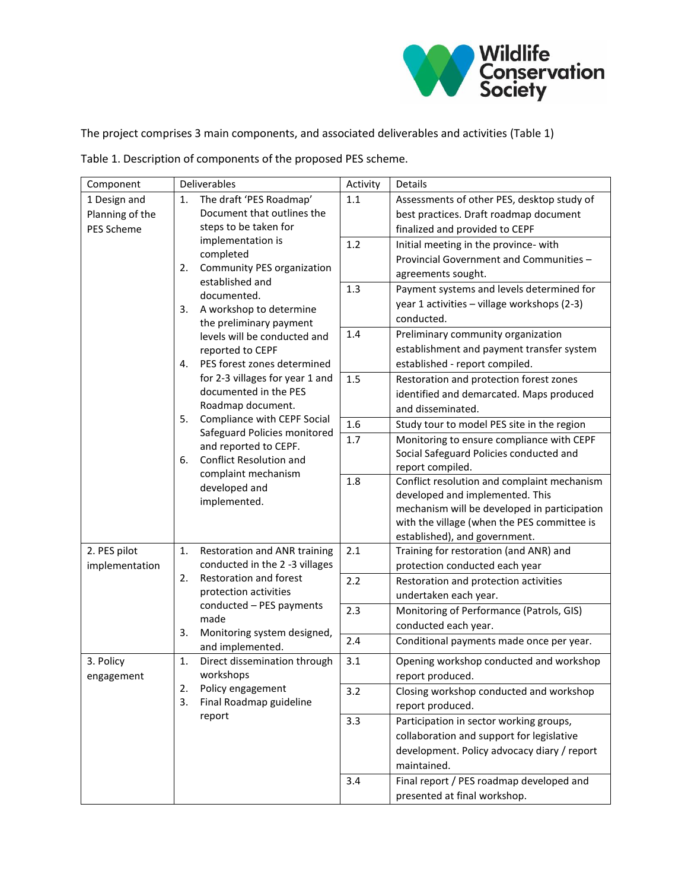The project comprises 3 main components, and associated deliverables and activities (Table 1)

Table 1. Description of components of the proposed PES scheme.

| Component | Deliverables | Activity | Details |
|---|---|---|---|
| 1 Design and Planning of the PES Scheme | 1. The draft 'PES Roadmap' Document that outlines the steps to be taken for implementation is completed<br>2. Community PES organization established and documented.<br>3. A workshop to determine the preliminary payment levels will be conducted and reported to CEPF<br>4. PES forest zones determined for 2-3 villages for year 1 and documented in the PES Roadmap document.<br>5. Compliance with CEPF Social Safeguard Policies monitored and reported to CEPF.<br>6. Conflict Resolution and complaint mechanism developed and implemented. | 1.1 | Assessments of other PES, desktop study of best practices. Draft roadmap document finalized and provided to CEPF |
| | | 1.2 | Initial meeting in the province- with Provincial Government and Communities – agreements sought. |
| | | 1.3 | Payment systems and levels determined for year 1 activities – village workshops (2-3) conducted. |
| | | 1.4 | Preliminary community organization establishment and payment transfer system established - report compiled. |
| | | 1.5 | Restoration and protection forest zones identified and demarcated. Maps produced and disseminated. |
| | | 1.6 | Study tour to model PES site in the region |
| | | 1.7 | Monitoring to ensure compliance with CEPF Social Safeguard Policies conducted and report compiled. |
| | | 1.8 | Conflict resolution and complaint mechanism developed and implemented. This mechanism will be developed in participation with the village (when the PES committee is established), and government. |
| 2. PES pilot implementation | 1. Restoration and ANR training conducted in the 2 -3 villages<br>2. Restoration and forest protection activities conducted – PES payments made<br>3. Monitoring system designed, and implemented. | 2.1 | Training for restoration (and ANR) and protection conducted each year |
| | | 2.2 | Restoration and protection activities undertaken each year. |
| | | 2.3 | Monitoring of Performance (Patrols, GIS) conducted each year. |
| | | 2.4 | Conditional payments made once per year. |
| 3. Policy engagement | 1. Direct dissemination through workshops<br>2. Policy engagement<br>3. Final Roadmap guideline report | 3.1 | Opening workshop conducted and workshop report produced. |
| | | 3.2 | Closing workshop conducted and workshop report produced. |
| | | 3.3 | Participation in sector working groups, collaboration and support for legislative development. Policy advocacy diary / report maintained. |
| | | 3.4 | Final report / PES roadmap developed and presented at final workshop. |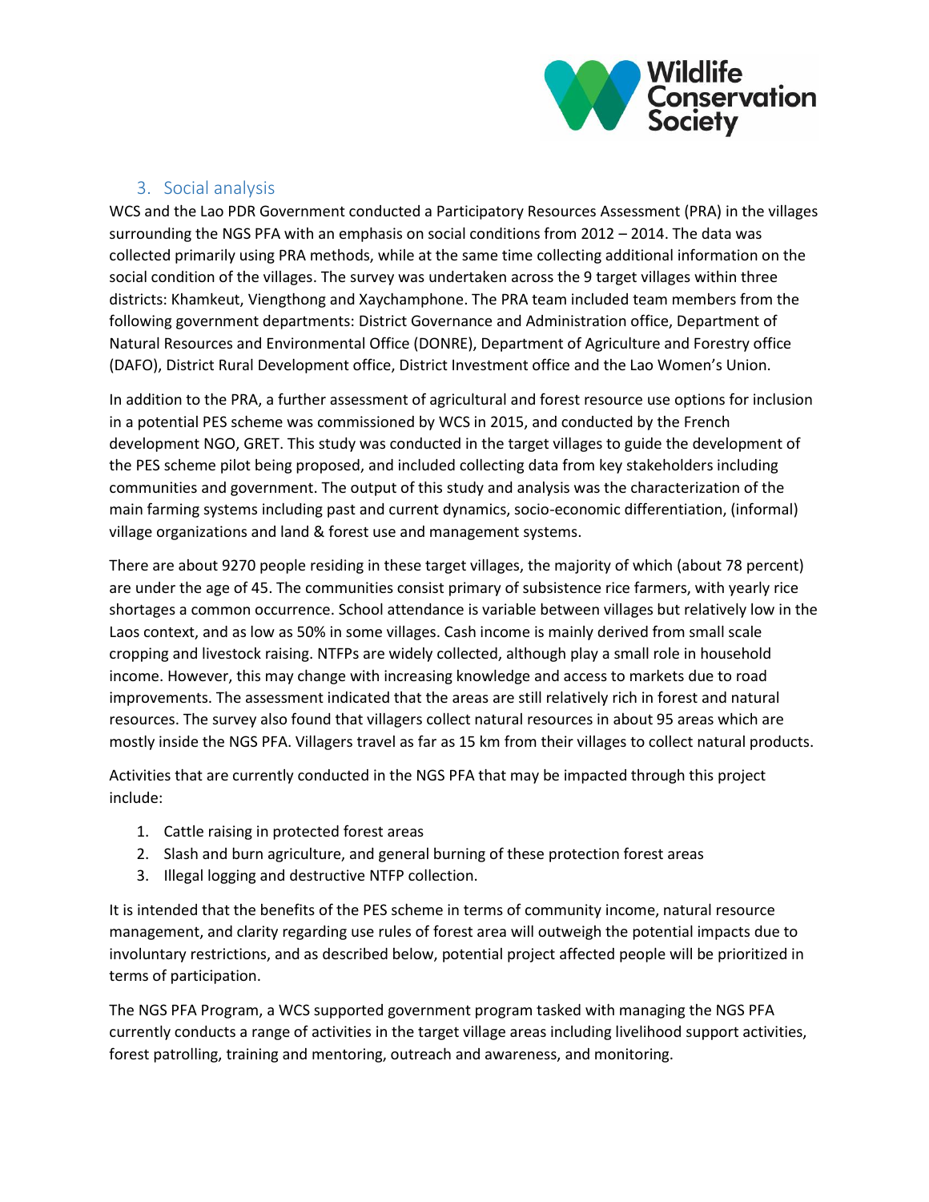## 3. Social analysis

WCS and the Lao PDR Government conducted a Participatory Resources Assessment (PRA) in the villages surrounding the NGS PFA with an emphasis on social conditions from 2012 – 2014. The data was collected primarily using PRA methods, while at the same time collecting additional information on the social condition of the villages. The survey was undertaken across the 9 target villages within three districts: Khamkeut, Viengthong and Xaychamphone. The PRA team included team members from the following government departments: District Governance and Administration office, Department of Natural Resources and Environmental Office (DONRE), Department of Agriculture and Forestry office (DAFO), District Rural Development office, District Investment office and the Lao Women's Union.

In addition to the PRA, a further assessment of agricultural and forest resource use options for inclusion in a potential PES scheme was commissioned by WCS in 2015, and conducted by the French development NGO, GRET. This study was conducted in the target villages to guide the development of the PES scheme pilot being proposed, and included collecting data from key stakeholders including communities and government. The output of this study and analysis was the characterization of the main farming systems including past and current dynamics, socio-economic differentiation, (informal) village organizations and land & forest use and management systems.

There are about 9270 people residing in these target villages, the majority of which (about 78 percent) are under the age of 45. The communities consist primary of subsistence rice farmers, with yearly rice shortages a common occurrence. School attendance is variable between villages but relatively low in the Laos context, and as low as 50% in some villages. Cash income is mainly derived from small scale cropping and livestock raising. NTFPs are widely collected, although play a small role in household income. However, this may change with increasing knowledge and access to markets due to road improvements. The assessment indicated that the areas are still relatively rich in forest and natural resources. The survey also found that villagers collect natural resources in about 95 areas which are mostly inside the NGS PFA. Villagers travel as far as 15 km from their villages to collect natural products.

Activities that are currently conducted in the NGS PFA that may be impacted through this project include:

1. Cattle raising in protected forest areas
2. Slash and burn agriculture, and general burning of these protection forest areas
3. Illegal logging and destructive NTFP collection.

It is intended that the benefits of the PES scheme in terms of community income, natural resource management, and clarity regarding use rules of forest area will outweigh the potential impacts due to involuntary restrictions, and as described below, potential project affected people will be prioritized in terms of participation.

The NGS PFA Program, a WCS supported government program tasked with managing the NGS PFA currently conducts a range of activities in the target village areas including livelihood support activities, forest patrolling, training and mentoring, outreach and awareness, and monitoring.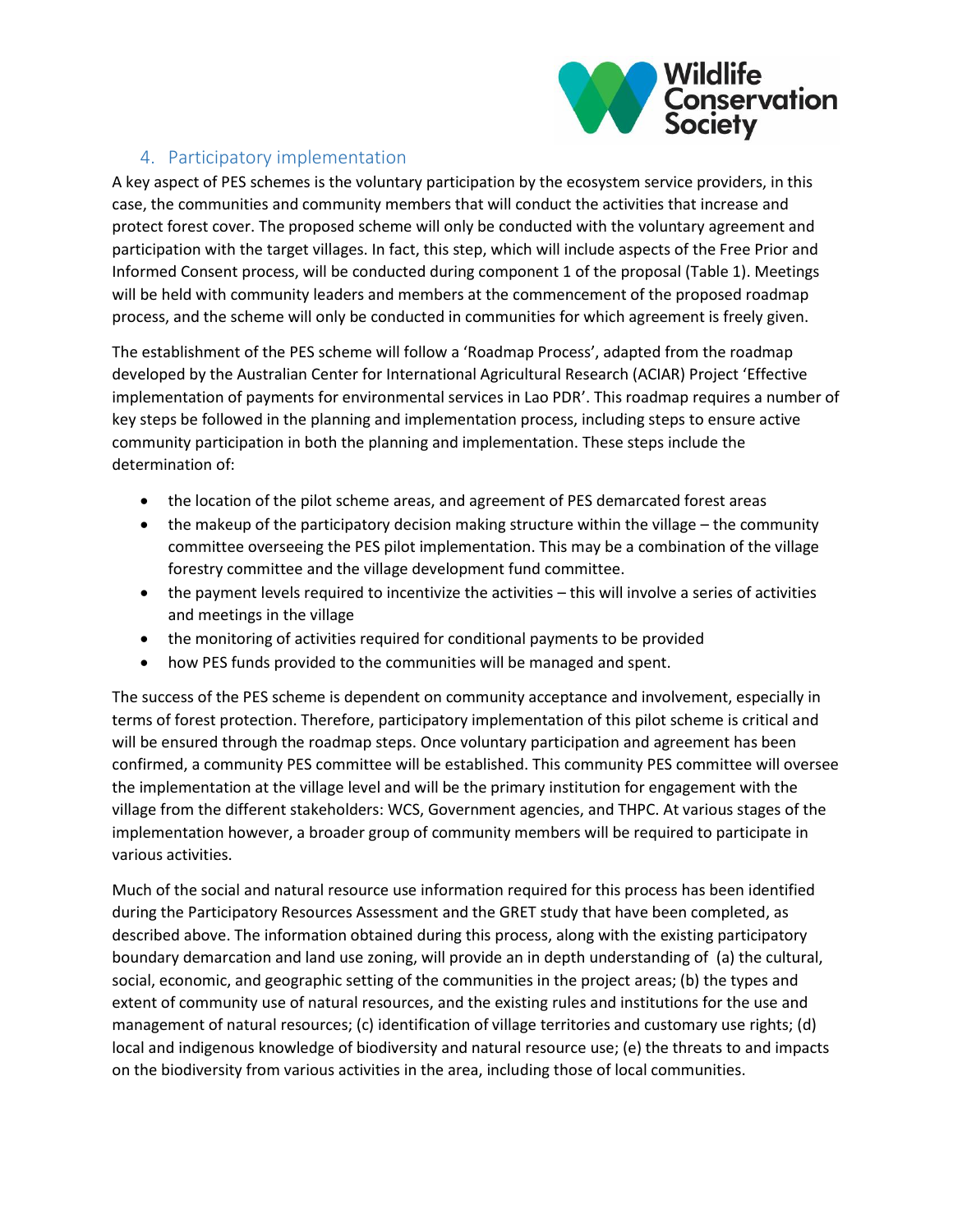## 4. Participatory implementation

A key aspect of PES schemes is the voluntary participation by the ecosystem service providers, in this case, the communities and community members that will conduct the activities that increase and protect forest cover. The proposed scheme will only be conducted with the voluntary agreement and participation with the target villages. In fact, this step, which will include aspects of the Free Prior and Informed Consent process, will be conducted during component 1 of the proposal (Table 1). Meetings will be held with community leaders and members at the commencement of the proposed roadmap process, and the scheme will only be conducted in communities for which agreement is freely given.

The establishment of the PES scheme will follow a 'Roadmap Process', adapted from the roadmap developed by the Australian Center for International Agricultural Research (ACIAR) Project 'Effective implementation of payments for environmental services in Lao PDR'. This roadmap requires a number of key steps be followed in the planning and implementation process, including steps to ensure active community participation in both the planning and implementation. These steps include the determination of:

- the location of the pilot scheme areas, and agreement of PES demarcated forest areas
- the makeup of the participatory decision making structure within the village – the community committee overseeing the PES pilot implementation. This may be a combination of the village forestry committee and the village development fund committee.
- the payment levels required to incentivize the activities – this will involve a series of activities and meetings in the village
- the monitoring of activities required for conditional payments to be provided
- how PES funds provided to the communities will be managed and spent.

The success of the PES scheme is dependent on community acceptance and involvement, especially in terms of forest protection. Therefore, participatory implementation of this pilot scheme is critical and will be ensured through the roadmap steps. Once voluntary participation and agreement has been confirmed, a community PES committee will be established. This community PES committee will oversee the implementation at the village level and will be the primary institution for engagement with the village from the different stakeholders: WCS, Government agencies, and THPC. At various stages of the implementation however, a broader group of community members will be required to participate in various activities.

Much of the social and natural resource use information required for this process has been identified during the Participatory Resources Assessment and the GRET study that have been completed, as described above. The information obtained during this process, along with the existing participatory boundary demarcation and land use zoning, will provide an in depth understanding of (a) the cultural, social, economic, and geographic setting of the communities in the project areas; (b) the types and extent of community use of natural resources, and the existing rules and institutions for the use and management of natural resources; (c) identification of village territories and customary use rights; (d) local and indigenous knowledge of biodiversity and natural resource use; (e) the threats to and impacts on the biodiversity from various activities in the area, including those of local communities.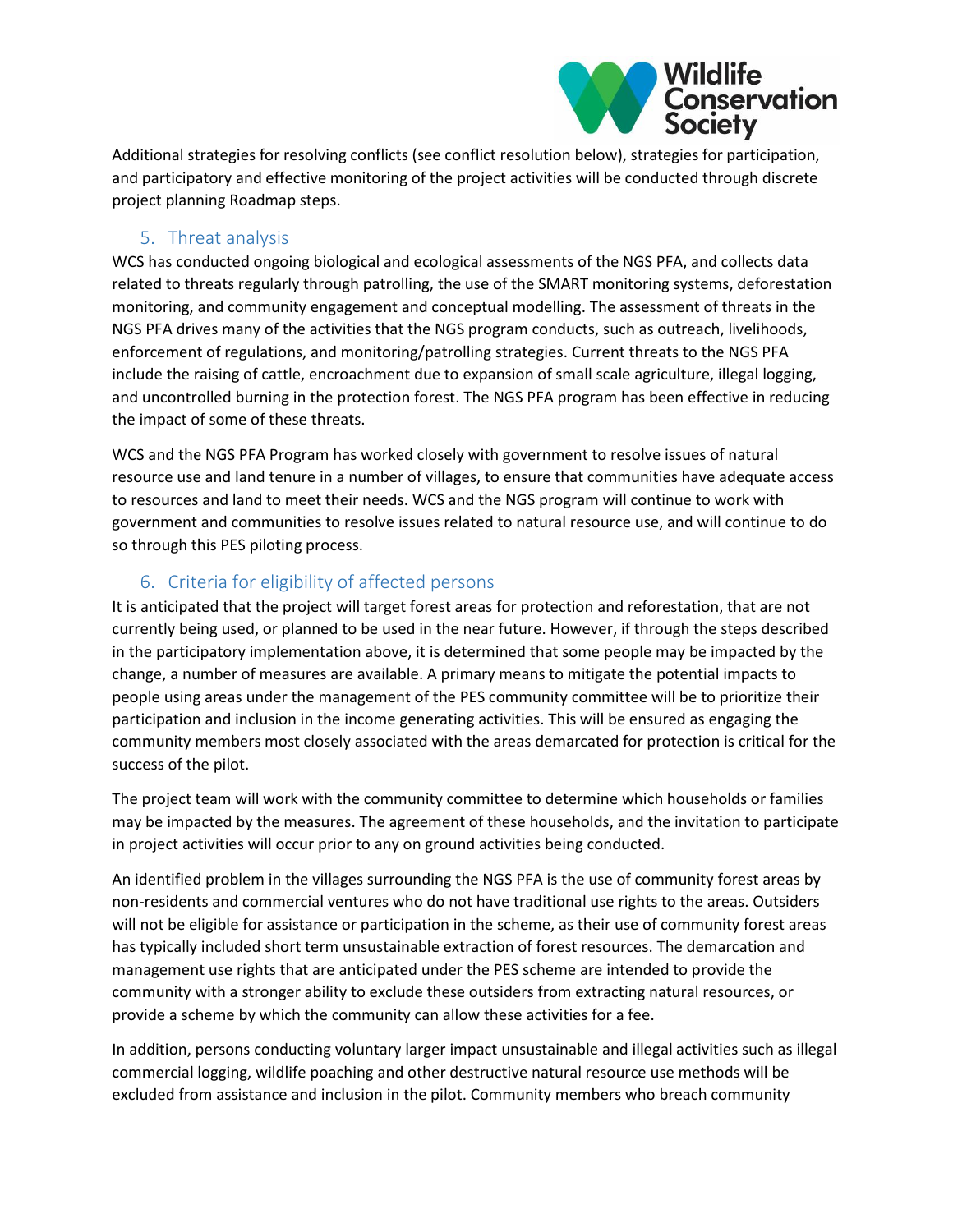Additional strategies for resolving conflicts (see conflict resolution below), strategies for participation, and participatory and effective monitoring of the project activities will be conducted through discrete project planning Roadmap steps.

## 5. Threat analysis

WCS has conducted ongoing biological and ecological assessments of the NGS PFA, and collects data related to threats regularly through patrolling, the use of the SMART monitoring systems, deforestation monitoring, and community engagement and conceptual modelling. The assessment of threats in the NGS PFA drives many of the activities that the NGS program conducts, such as outreach, livelihoods, enforcement of regulations, and monitoring/patrolling strategies. Current threats to the NGS PFA include the raising of cattle, encroachment due to expansion of small scale agriculture, illegal logging, and uncontrolled burning in the protection forest. The NGS PFA program has been effective in reducing the impact of some of these threats.

WCS and the NGS PFA Program has worked closely with government to resolve issues of natural resource use and land tenure in a number of villages, to ensure that communities have adequate access to resources and land to meet their needs. WCS and the NGS program will continue to work with government and communities to resolve issues related to natural resource use, and will continue to do so through this PES piloting process.

## 6. Criteria for eligibility of affected persons

It is anticipated that the project will target forest areas for protection and reforestation, that are not currently being used, or planned to be used in the near future. However, if through the steps described in the participatory implementation above, it is determined that some people may be impacted by the change, a number of measures are available. A primary means to mitigate the potential impacts to people using areas under the management of the PES community committee will be to prioritize their participation and inclusion in the income generating activities. This will be ensured as engaging the community members most closely associated with the areas demarcated for protection is critical for the success of the pilot.

The project team will work with the community committee to determine which households or families may be impacted by the measures. The agreement of these households, and the invitation to participate in project activities will occur prior to any on ground activities being conducted.

An identified problem in the villages surrounding the NGS PFA is the use of community forest areas by non-residents and commercial ventures who do not have traditional use rights to the areas. Outsiders will not be eligible for assistance or participation in the scheme, as their use of community forest areas has typically included short term unsustainable extraction of forest resources. The demarcation and management use rights that are anticipated under the PES scheme are intended to provide the community with a stronger ability to exclude these outsiders from extracting natural resources, or provide a scheme by which the community can allow these activities for a fee.

In addition, persons conducting voluntary larger impact unsustainable and illegal activities such as illegal commercial logging, wildlife poaching and other destructive natural resource use methods will be excluded from assistance and inclusion in the pilot. Community members who breach community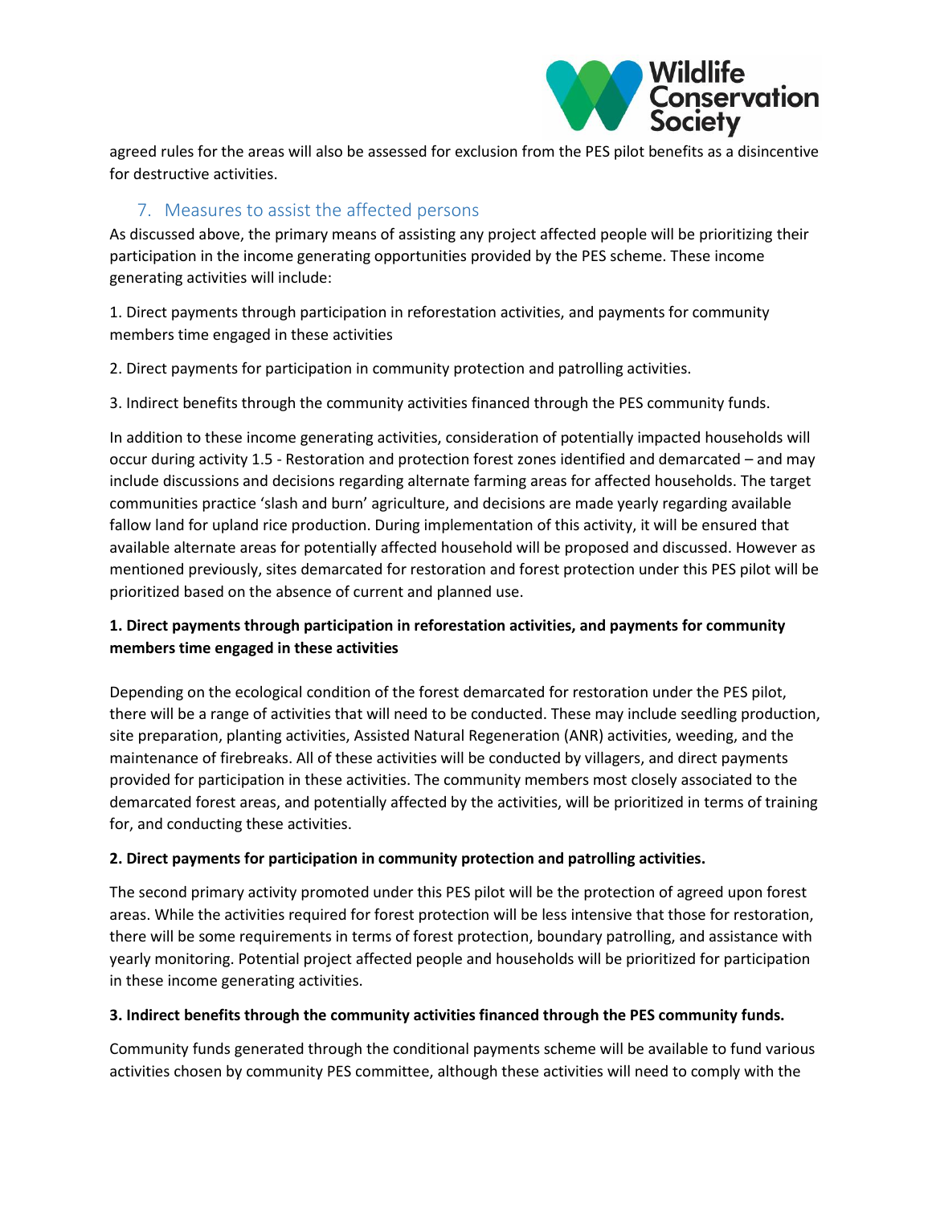agreed rules for the areas will also be assessed for exclusion from the PES pilot benefits as a disincentive for destructive activities.

## 7. Measures to assist the affected persons

As discussed above, the primary means of assisting any project affected people will be prioritizing their participation in the income generating opportunities provided by the PES scheme. These income generating activities will include:

1. Direct payments through participation in reforestation activities, and payments for community members time engaged in these activities

2. Direct payments for participation in community protection and patrolling activities.

3. Indirect benefits through the community activities financed through the PES community funds.

In addition to these income generating activities, consideration of potentially impacted households will occur during activity 1.5 - Restoration and protection forest zones identified and demarcated – and may include discussions and decisions regarding alternate farming areas for affected households. The target communities practice 'slash and burn' agriculture, and decisions are made yearly regarding available fallow land for upland rice production. During implementation of this activity, it will be ensured that available alternate areas for potentially affected household will be proposed and discussed. However as mentioned previously, sites demarcated for restoration and forest protection under this PES pilot will be prioritized based on the absence of current and planned use.

**1. Direct payments through participation in reforestation activities, and payments for community members time engaged in these activities**

Depending on the ecological condition of the forest demarcated for restoration under the PES pilot, there will be a range of activities that will need to be conducted. These may include seedling production, site preparation, planting activities, Assisted Natural Regeneration (ANR) activities, weeding, and the maintenance of firebreaks. All of these activities will be conducted by villagers, and direct payments provided for participation in these activities. The community members most closely associated to the demarcated forest areas, and potentially affected by the activities, will be prioritized in terms of training for, and conducting these activities.

**2. Direct payments for participation in community protection and patrolling activities.**

The second primary activity promoted under this PES pilot will be the protection of agreed upon forest areas. While the activities required for forest protection will be less intensive that those for restoration, there will be some requirements in terms of forest protection, boundary patrolling, and assistance with yearly monitoring. Potential project affected people and households will be prioritized for participation in these income generating activities.

**3. Indirect benefits through the community activities financed through the PES community funds.**

Community funds generated through the conditional payments scheme will be available to fund various activities chosen by community PES committee, although these activities will need to comply with the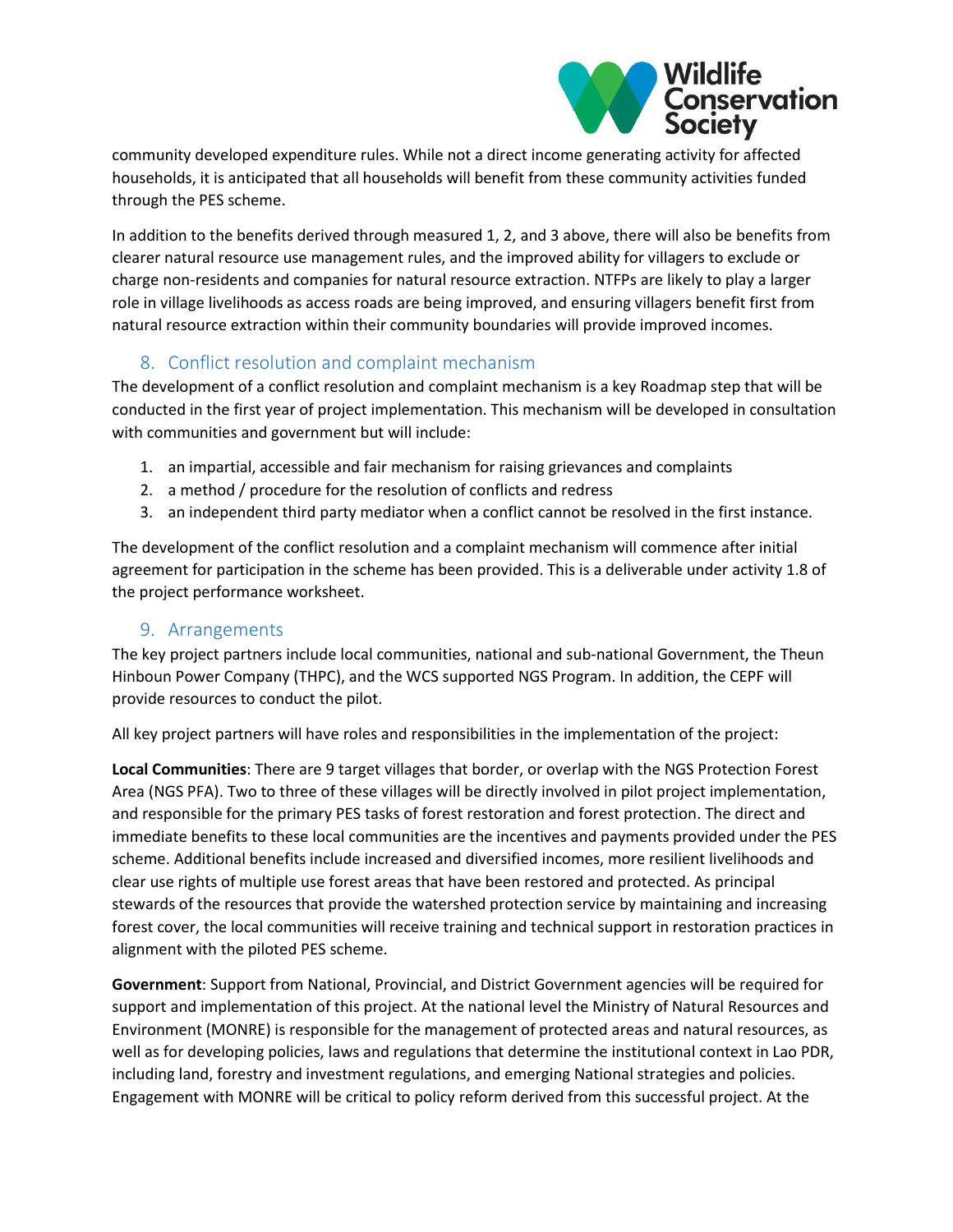community developed expenditure rules. While not a direct income generating activity for affected households, it is anticipated that all households will benefit from these community activities funded through the PES scheme.

In addition to the benefits derived through measured 1, 2, and 3 above, there will also be benefits from clearer natural resource use management rules, and the improved ability for villagers to exclude or charge non-residents and companies for natural resource extraction. NTFPs are likely to play a larger role in village livelihoods as access roads are being improved, and ensuring villagers benefit first from natural resource extraction within their community boundaries will provide improved incomes.

## 8. Conflict resolution and complaint mechanism

The development of a conflict resolution and complaint mechanism is a key Roadmap step that will be conducted in the first year of project implementation. This mechanism will be developed in consultation with communities and government but will include:

1. an impartial, accessible and fair mechanism for raising grievances and complaints
2. a method / procedure for the resolution of conflicts and redress
3. an independent third party mediator when a conflict cannot be resolved in the first instance.

The development of the conflict resolution and a complaint mechanism will commence after initial agreement for participation in the scheme has been provided. This is a deliverable under activity 1.8 of the project performance worksheet.

## 9. Arrangements

The key project partners include local communities, national and sub-national Government, the Theun Hinboun Power Company (THPC), and the WCS supported NGS Program. In addition, the CEPF will provide resources to conduct the pilot.

All key project partners will have roles and responsibilities in the implementation of the project:

**Local Communities**: There are 9 target villages that border, or overlap with the NGS Protection Forest Area (NGS PFA). Two to three of these villages will be directly involved in pilot project implementation, and responsible for the primary PES tasks of forest restoration and forest protection. The direct and immediate benefits to these local communities are the incentives and payments provided under the PES scheme. Additional benefits include increased and diversified incomes, more resilient livelihoods and clear use rights of multiple use forest areas that have been restored and protected. As principal stewards of the resources that provide the watershed protection service by maintaining and increasing forest cover, the local communities will receive training and technical support in restoration practices in alignment with the piloted PES scheme.

**Government**: Support from National, Provincial, and District Government agencies will be required for support and implementation of this project. At the national level the Ministry of Natural Resources and Environment (MONRE) is responsible for the management of protected areas and natural resources, as well as for developing policies, laws and regulations that determine the institutional context in Lao PDR, including land, forestry and investment regulations, and emerging National strategies and policies. Engagement with MONRE will be critical to policy reform derived from this successful project. At the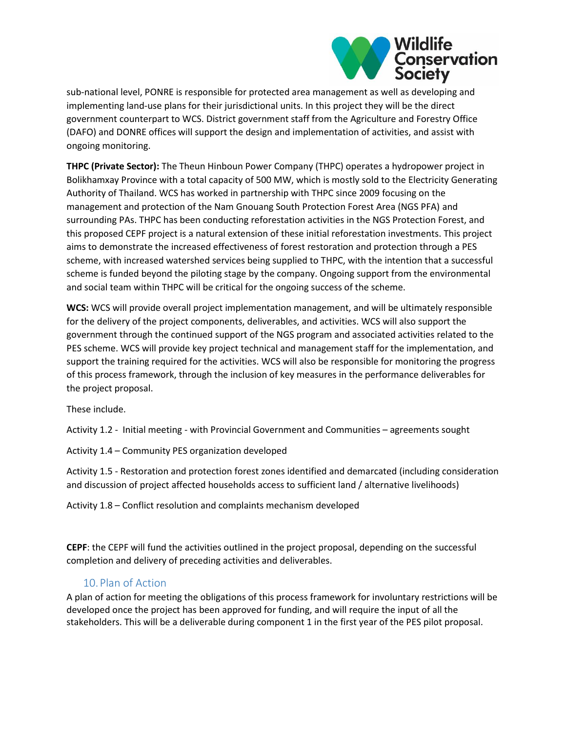sub-national level, PONRE is responsible for protected area management as well as developing and implementing land-use plans for their jurisdictional units. In this project they will be the direct government counterpart to WCS. District government staff from the Agriculture and Forestry Office (DAFO) and DONRE offices will support the design and implementation of activities, and assist with ongoing monitoring.

**THPC (Private Sector):** The Theun Hinboun Power Company (THPC) operates a hydropower project in Bolikhamxay Province with a total capacity of 500 MW, which is mostly sold to the Electricity Generating Authority of Thailand. WCS has worked in partnership with THPC since 2009 focusing on the management and protection of the Nam Gnouang South Protection Forest Area (NGS PFA) and surrounding PAs. THPC has been conducting reforestation activities in the NGS Protection Forest, and this proposed CEPF project is a natural extension of these initial reforestation investments. This project aims to demonstrate the increased effectiveness of forest restoration and protection through a PES scheme, with increased watershed services being supplied to THPC, with the intention that a successful scheme is funded beyond the piloting stage by the company. Ongoing support from the environmental and social team within THPC will be critical for the ongoing success of the scheme.

**WCS:** WCS will provide overall project implementation management, and will be ultimately responsible for the delivery of the project components, deliverables, and activities. WCS will also support the government through the continued support of the NGS program and associated activities related to the PES scheme. WCS will provide key project technical and management staff for the implementation, and support the training required for the activities. WCS will also be responsible for monitoring the progress of this process framework, through the inclusion of key measures in the performance deliverables for the project proposal.

These include.

Activity 1.2 - Initial meeting - with Provincial Government and Communities – agreements sought

Activity 1.4 – Community PES organization developed

Activity 1.5 - Restoration and protection forest zones identified and demarcated (including consideration and discussion of project affected households access to sufficient land / alternative livelihoods)

Activity 1.8 – Conflict resolution and complaints mechanism developed

**CEPF**: the CEPF will fund the activities outlined in the project proposal, depending on the successful completion and delivery of preceding activities and deliverables.

## 10. Plan of Action

A plan of action for meeting the obligations of this process framework for involuntary restrictions will be developed once the project has been approved for funding, and will require the input of all the stakeholders. This will be a deliverable during component 1 in the first year of the PES pilot proposal.